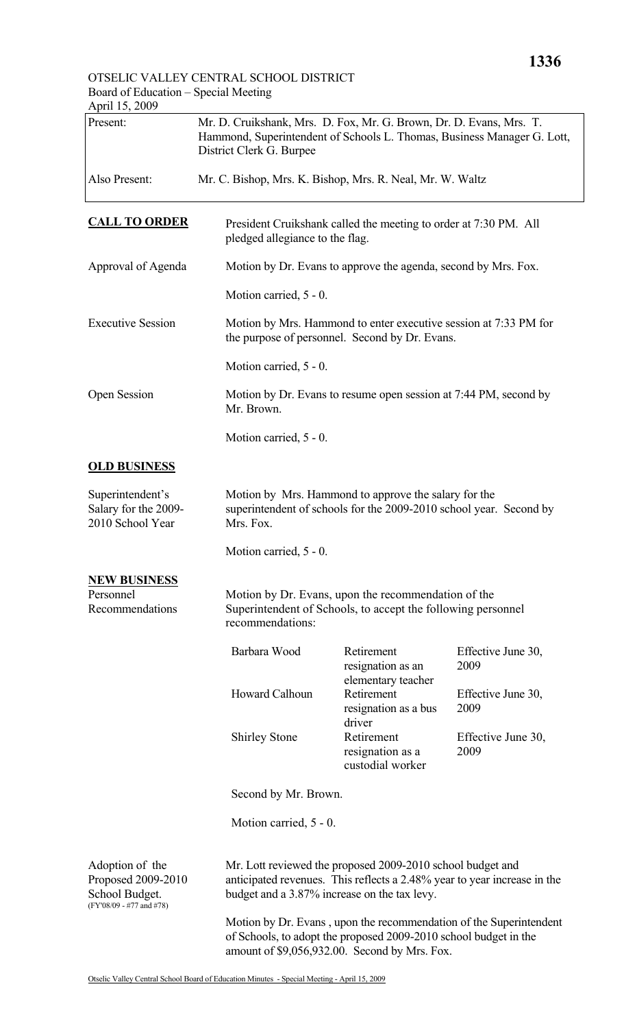OTSELIC VALLEY CENTRAL SCHOOL DISTRICT
Board of Education – Special Meeting
April 15, 2009

| | |
|---|---|
| Present: | Mr. D. Cruikshank, Mrs. D. Fox, Mr. G. Brown, Dr. D. Evans, Mrs. T. Hammond, Superintendent of Schools L. Thomas, Business Manager G. Lott, District Clerk G. Burpee |
| Also Present: | Mr. C. Bishop, Mrs. K. Bishop, Mrs. R. Neal, Mr. W. Waltz |

**CALL TO ORDER**

President Cruikshank called the meeting to order at 7:30 PM. All pledged allegiance to the flag.

Approval of Agenda

Motion by Dr. Evans to approve the agenda, second by Mrs. Fox.

Motion carried, 5 - 0.

Executive Session

Motion by Mrs. Hammond to enter executive session at 7:33 PM for the purpose of personnel. Second by Dr. Evans.

Motion carried, 5 - 0.

Open Session

Motion by Dr. Evans to resume open session at 7:44 PM, second by Mr. Brown.

Motion carried, 5 - 0.

**OLD BUSINESS**

Superintendent's Salary for the 2009-2010 School Year

Motion by Mrs. Hammond to approve the salary for the superintendent of schools for the 2009-2010 school year. Second by Mrs. Fox.

Motion carried, 5 - 0.

**NEW BUSINESS**

Personnel Recommendations

Motion by Dr. Evans, upon the recommendation of the Superintendent of Schools, to accept the following personnel recommendations:

| | | |
|---|---|---|
| Barbara Wood | Retirement resignation as an elementary teacher | Effective June 30, 2009 |
| Howard Calhoun | Retirement resignation as a bus driver | Effective June 30, 2009 |
| Shirley Stone | Retirement resignation as a custodial worker | Effective June 30, 2009 |

Second by Mr. Brown.

Motion carried, 5 - 0.

Adoption of the Proposed 2009-2010 School Budget.
(FY'08/09 - #77 and #78)

Mr. Lott reviewed the proposed 2009-2010 school budget and anticipated revenues. This reflects a 2.48% year to year increase in the budget and a 3.87% increase on the tax levy.

Motion by Dr. Evans , upon the recommendation of the Superintendent of Schools, to adopt the proposed 2009-2010 school budget in the amount of $9,056,932.00. Second by Mrs. Fox.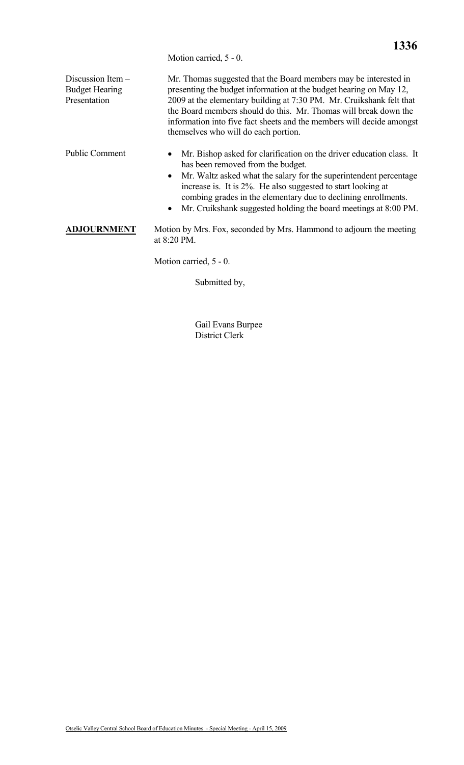Motion carried, 5 - 0.

Discussion Item – Budget Hearing Presentation

Mr. Thomas suggested that the Board members may be interested in presenting the budget information at the budget hearing on May 12, 2009 at the elementary building at 7:30 PM. Mr. Cruikshank felt that the Board members should do this. Mr. Thomas will break down the information into five fact sheets and the members will decide amongst themselves who will do each portion.

Public Comment

- Mr. Bishop asked for clarification on the driver education class. It has been removed from the budget.
- Mr. Waltz asked what the salary for the superintendent percentage increase is. It is 2%. He also suggested to start looking at combing grades in the elementary due to declining enrollments.
- Mr. Cruikshank suggested holding the board meetings at 8:00 PM.

**ADJOURNMENT**

Motion by Mrs. Fox, seconded by Mrs. Hammond to adjourn the meeting at 8:20 PM.

Motion carried, 5 - 0.

Submitted by,

Gail Evans Burpee
District Clerk